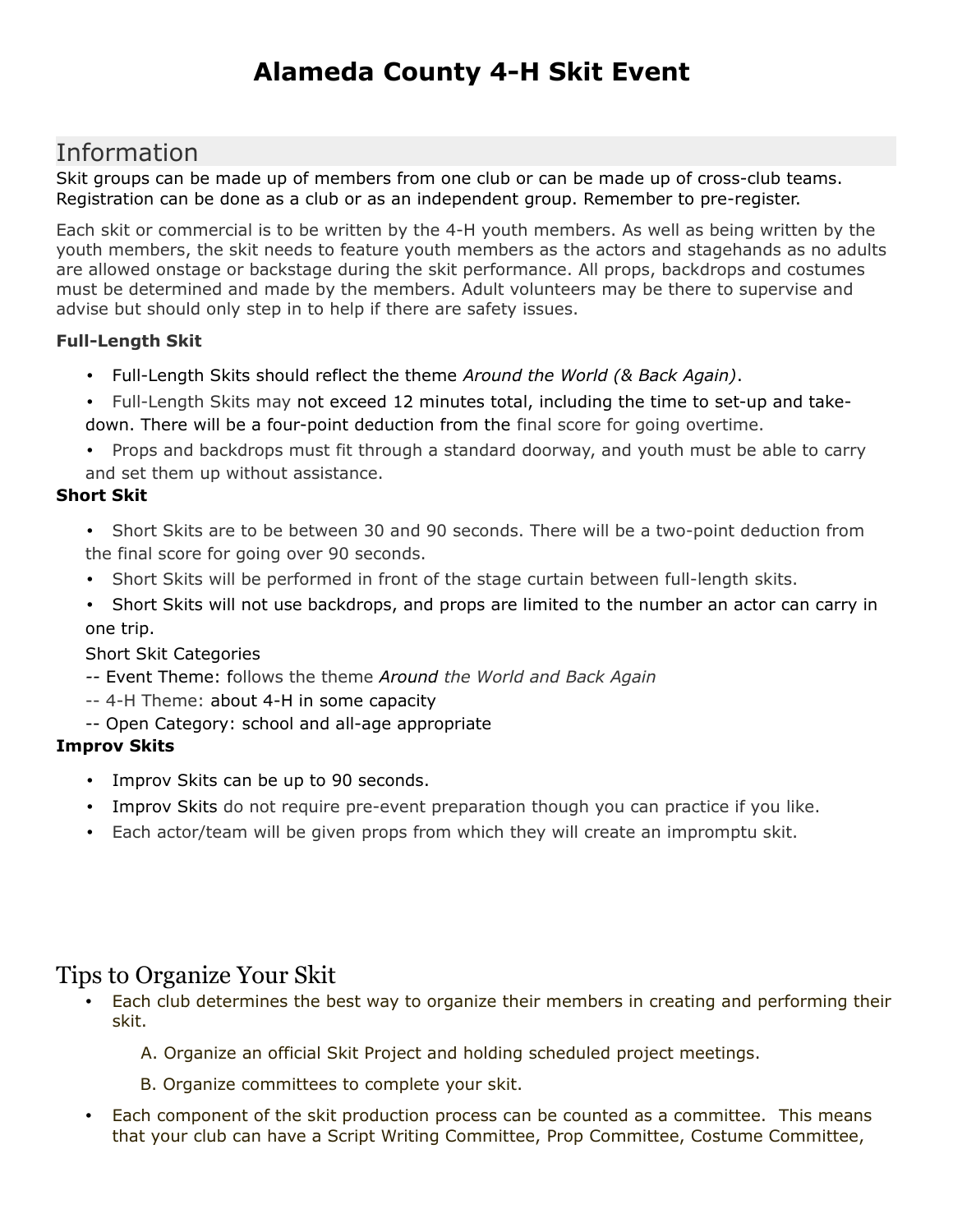# Alameda County 4-H Skit Event

## Information

Skit groups can be made up of members from one club or can be made up of cross-club teams. Registration can be done as a club or as an independent group. Remember to pre-register.

Each skit or commercial is to be written by the 4-H youth members. As well as being written by the youth members, the skit needs to feature youth members as the actors and stagehands as no adults are allowed onstage or backstage during the skit performance. All props, backdrops and costumes must be determined and made by the members. Adult volunteers may be there to supervise and advise but should only step in to help if there are safety issues.

**Full-Length Skit**

- Full-Length Skits should reflect the theme *Around the World (& Back Again)*.
- Full-Length Skits may not exceed 12 minutes total, including the time to set-up and take-down. There will be a four-point deduction from the final score for going overtime.
- Props and backdrops must fit through a standard doorway, and youth must be able to carry and set them up without assistance.

**Short Skit**

- Short Skits are to be between 30 and 90 seconds. There will be a two-point deduction from the final score for going over 90 seconds.
- Short Skits will be performed in front of the stage curtain between full-length skits.
- Short Skits will not use backdrops, and props are limited to the number an actor can carry in one trip.

  Short Skit Categories
  -- Event Theme: follows the theme *Around the World and Back Again*
  -- 4-H Theme: about 4-H in some capacity
  -- Open Category: school and all-age appropriate

**Improv Skits**

- Improv Skits can be up to 90 seconds.
- Improv Skits do not require pre-event preparation though you can practice if you like.
- Each actor/team will be given props from which they will create an impromptu skit.

## Tips to Organize Your Skit

- Each club determines the best way to organize their members in creating and performing their skit.
  A. Organize an official Skit Project and holding scheduled project meetings.
  B. Organize committees to complete your skit.
- Each component of the skit production process can be counted as a committee. This means that your club can have a Script Writing Committee, Prop Committee, Costume Committee,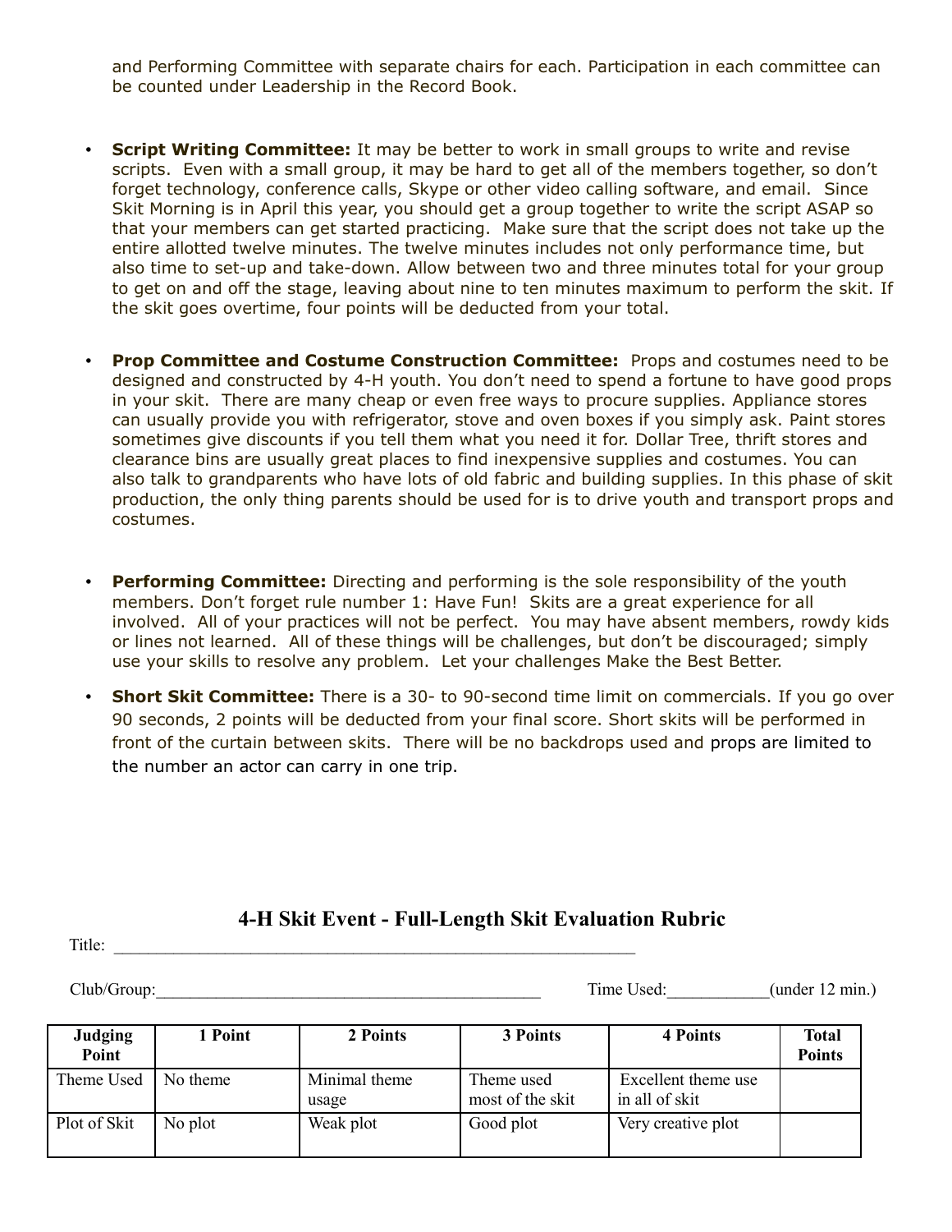and Performing Committee with separate chairs for each. Participation in each committee can be counted under Leadership in the Record Book.

- **Script Writing Committee:** It may be better to work in small groups to write and revise scripts. Even with a small group, it may be hard to get all of the members together, so don't forget technology, conference calls, Skype or other video calling software, and email. Since Skit Morning is in April this year, you should get a group together to write the script ASAP so that your members can get started practicing. Make sure that the script does not take up the entire allotted twelve minutes. The twelve minutes includes not only performance time, but also time to set-up and take-down. Allow between two and three minutes total for your group to get on and off the stage, leaving about nine to ten minutes maximum to perform the skit. If the skit goes overtime, four points will be deducted from your total.

- **Prop Committee and Costume Construction Committee:** Props and costumes need to be designed and constructed by 4-H youth. You don't need to spend a fortune to have good props in your skit. There are many cheap or even free ways to procure supplies. Appliance stores can usually provide you with refrigerator, stove and oven boxes if you simply ask. Paint stores sometimes give discounts if you tell them what you need it for. Dollar Tree, thrift stores and clearance bins are usually great places to find inexpensive supplies and costumes. You can also talk to grandparents who have lots of old fabric and building supplies. In this phase of skit production, the only thing parents should be used for is to drive youth and transport props and costumes.

- **Performing Committee:** Directing and performing is the sole responsibility of the youth members. Don't forget rule number 1: Have Fun! Skits are a great experience for all involved. All of your practices will not be perfect. You may have absent members, rowdy kids or lines not learned. All of these things will be challenges, but don't be discouraged; simply use your skills to resolve any problem. Let your challenges Make the Best Better.

- **Short Skit Committee:** There is a 30- to 90-second time limit on commercials. If you go over 90 seconds, 2 points will be deducted from your final score. Short skits will be performed in front of the curtain between skits. There will be no backdrops used and props are limited to the number an actor can carry in one trip.

## 4-H Skit Event - Full-Length Skit Evaluation Rubric

Title: ____________________________________________________________

Club/Group:____________________________________________ Time Used:___________(under 12 min.)

| Judging Point | 1 Point | 2 Points | 3 Points | 4 Points | Total Points |
|---|---|---|---|---|---|
| Theme Used | No theme | Minimal theme usage | Theme used most of the skit | Excellent theme use in all of skit | |
| Plot of Skit | No plot | Weak plot | Good plot | Very creative plot | |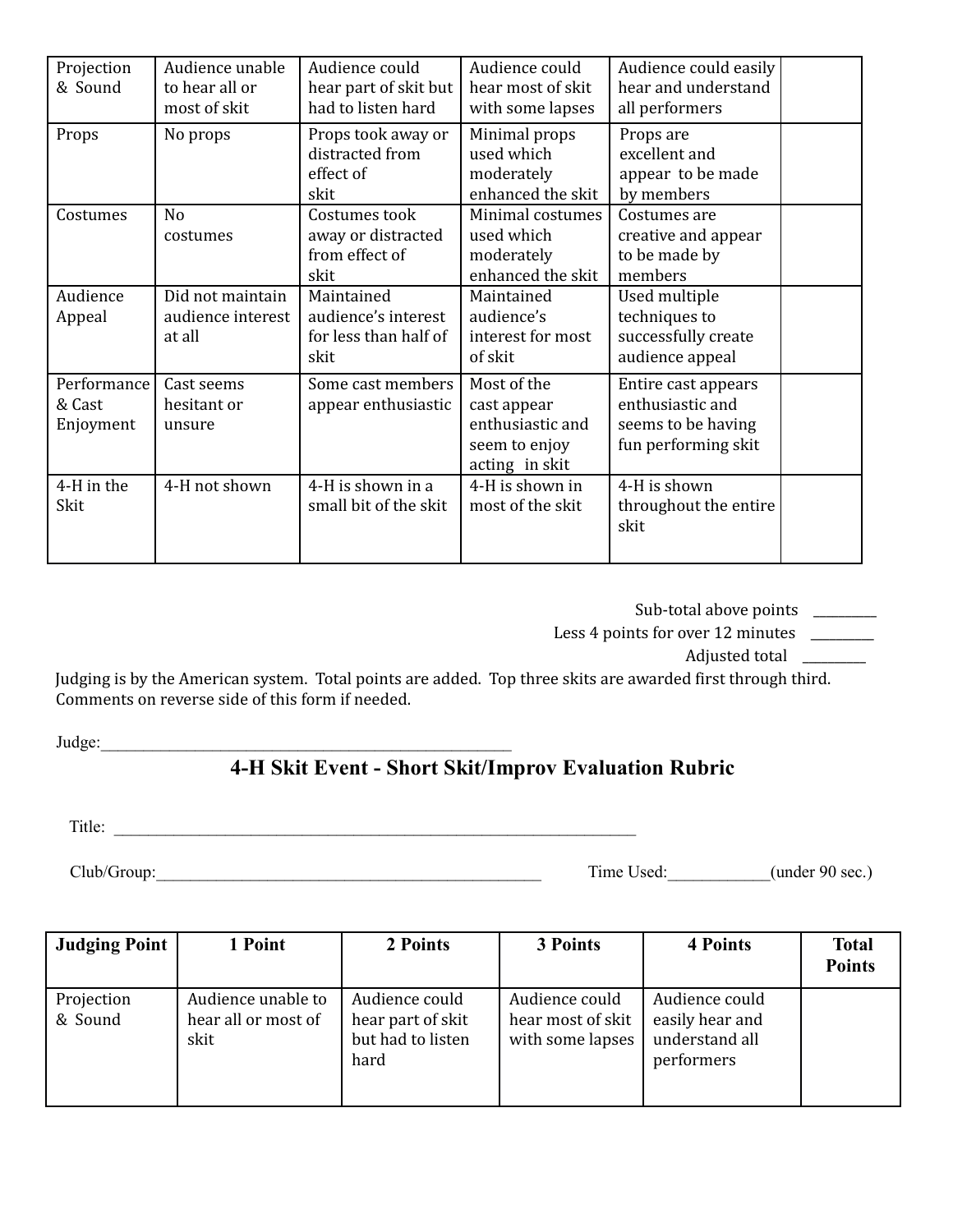| | | | | | |
|---|---|---|---|---|---|
| Projection & Sound | Audience unable to hear all or most of skit | Audience could hear part of skit but had to listen hard | Audience could hear most of skit with some lapses | Audience could easily hear and understand all performers | |
| Props | No props | Props took away or distracted from effect of skit | Minimal props used which moderately enhanced the skit | Props are excellent and appear to be made by members | |
| Costumes | No costumes | Costumes took away or distracted from effect of skit | Minimal costumes used which moderately enhanced the skit | Costumes are creative and appear to be made by members | |
| Audience Appeal | Did not maintain audience interest at all | Maintained audience's interest for less than half of skit | Maintained audience's interest for most of skit | Used multiple techniques to successfully create audience appeal | |
| Performance & Cast Enjoyment | Cast seems hesitant or unsure | Some cast members appear enthusiastic | Most of the cast appear enthusiastic and seem to enjoy acting in skit | Entire cast appears enthusiastic and seems to be having fun performing skit | |
| 4-H in the Skit | 4-H not shown | 4-H is shown in a small bit of the skit | 4-H is shown in most of the skit | 4-H is shown throughout the entire skit | |

Sub-total above points ________

Less 4 points for over 12 minutes ________

Adjusted total ________

Judging is by the American system. Total points are added. Top three skits are awarded first through third. Comments on reverse side of this form if needed.

Judge:________________________________________________________

# 4-H Skit Event - Short Skit/Improv Evaluation Rubric

Title: ______________________________________________________________________

Club/Group:__________________________________________________ Time Used:____________(under 90 sec.)

| Judging Point | 1 Point | 2 Points | 3 Points | 4 Points | Total Points |
|---|---|---|---|---|---|
| Projection & Sound | Audience unable to hear all or most of skit | Audience could hear part of skit but had to listen hard | Audience could hear most of skit with some lapses | Audience could easily hear and understand all performers | |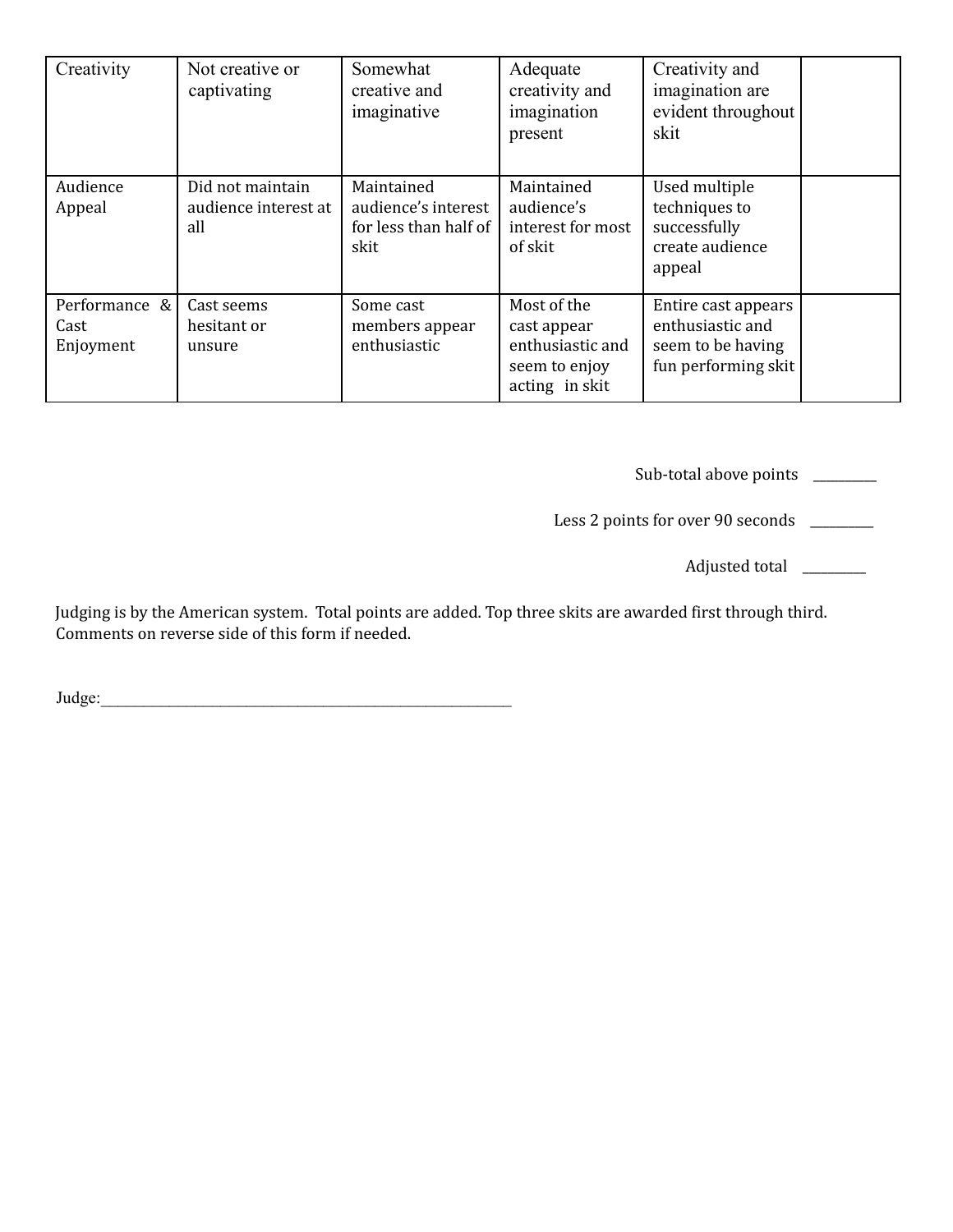| | | | | | |
|---|---|---|---|---|---|
| Creativity | Not creative or captivating | Somewhat creative and imaginative | Adequate creativity and imagination present | Creativity and imagination are evident throughout skit | |
| Audience Appeal | Did not maintain audience interest at all | Maintained audience's interest for less than half of skit | Maintained audience's interest for most of skit | Used multiple techniques to successfully create audience appeal | |
| Performance & Cast Enjoyment | Cast seems hesitant or unsure | Some cast members appear enthusiastic | Most of the cast appear enthusiastic and seem to enjoy acting in skit | Entire cast appears enthusiastic and seem to be having fun performing skit | |

Sub-total above points _________

Less 2 points for over 90 seconds _________

Adjusted total _________

Judging is by the American system. Total points are added. Top three skits are awarded first through third. Comments on reverse side of this form if needed.

Judge:_______________________________________________________